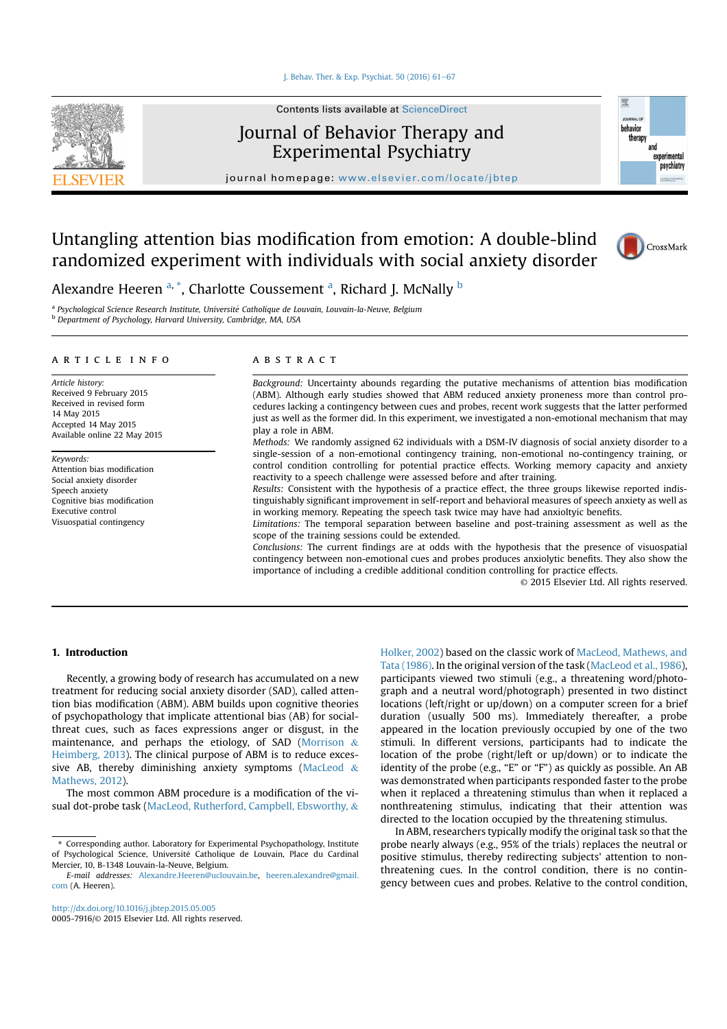Contents lists available at ScienceDirect

# Journal of Behavior Therapy and Experimental Psychiatry

journal homepage: www.elsevier.com/locate/jbtep

# Untangling attention bias modification from emotion: A double-blind randomized experiment with individuals with social anxiety disorder

Alexandre Heeren [a, *], Charlotte Coussement [a], Richard J. McNally [b]

[a] Psychological Science Research Institute, Université Catholique de Louvain, Louvain-la-Neuve, Belgium
[b] Department of Psychology, Harvard University, Cambridge, MA, USA

## ARTICLE INFO

*Article history:*
Received 9 February 2015
Received in revised form
14 May 2015
Accepted 14 May 2015
Available online 22 May 2015

*Keywords:*
Attention bias modification
Social anxiety disorder
Speech anxiety
Cognitive bias modification
Executive control
Visuospatial contingency

## ABSTRACT

*Background:* Uncertainty abounds regarding the putative mechanisms of attention bias modification (ABM). Although early studies showed that ABM reduced anxiety proneness more than control procedures lacking a contingency between cues and probes, recent work suggests that the latter performed just as well as the former did. In this experiment, we investigated a non-emotional mechanism that may play a role in ABM.

*Methods:* We randomly assigned 62 individuals with a DSM-IV diagnosis of social anxiety disorder to a single-session of a non-emotional contingency training, non-emotional no-contingency training, or control condition controlling for potential practice effects. Working memory capacity and anxiety reactivity to a speech challenge were assessed before and after training.

*Results:* Consistent with the hypothesis of a practice effect, the three groups likewise reported indistinguishably significant improvement in self-report and behavioral measures of speech anxiety as well as in working memory. Repeating the speech task twice may have had anxiolytic benefits.

*Limitations:* The temporal separation between baseline and post-training assessment as well as the scope of the training sessions could be extended.

*Conclusions:* The current findings are at odds with the hypothesis that the presence of visuospatial contingency between non-emotional cues and probes produces anxiolytic benefits. They also show the importance of including a credible additional condition controlling for practice effects.

© 2015 Elsevier Ltd. All rights reserved.

## 1. Introduction

Recently, a growing body of research has accumulated on a new treatment for reducing social anxiety disorder (SAD), called attention bias modification (ABM). ABM builds upon cognitive theories of psychopathology that implicate attentional bias (AB) for social-threat cues, such as faces expressions anger or disgust, in the maintenance, and perhaps the etiology, of SAD (Morrison & Heimberg, 2013). The clinical purpose of ABM is to reduce excessive AB, thereby diminishing anxiety symptoms (MacLeod & Mathews, 2012).

The most common ABM procedure is a modification of the visual dot-probe task (MacLeod, Rutherford, Campbell, Ebsworthy, & Holker, 2002) based on the classic work of MacLeod, Mathews, and Tata (1986). In the original version of the task (MacLeod et al., 1986), participants viewed two stimuli (e.g., a threatening word/photograph and a neutral word/photograph) presented in two distinct locations (left/right or up/down) on a computer screen for a brief duration (usually 500 ms). Immediately thereafter, a probe appeared in the location previously occupied by one of the two stimuli. In different versions, participants had to indicate the location of the probe (right/left or up/down) or to indicate the identity of the probe (e.g., "E" or "F") as quickly as possible. An AB was demonstrated when participants responded faster to the probe when it replaced a threatening stimulus than when it replaced a nonthreatening stimulus, indicating that their attention was directed to the location occupied by the threatening stimulus.

In ABM, researchers typically modify the original task so that the probe nearly always (e.g., 95% of the trials) replaces the neutral or positive stimulus, thereby redirecting subjects' attention to nonthreatening cues. In the control condition, there is no contingency between cues and probes. Relative to the control condition,

* Corresponding author. Laboratory for Experimental Psychopathology, Institute of Psychological Science, Université Catholique de Louvain, Place du Cardinal Mercier, 10, B-1348 Louvain-la-Neuve, Belgium.
*E-mail addresses:* Alexandre.Heeren@uclouvain.be, heeren.alexandre@gmail.com (A. Heeren).

http://dx.doi.org/10.1016/j.jbtep.2015.05.005
0005-7916/© 2015 Elsevier Ltd. All rights reserved.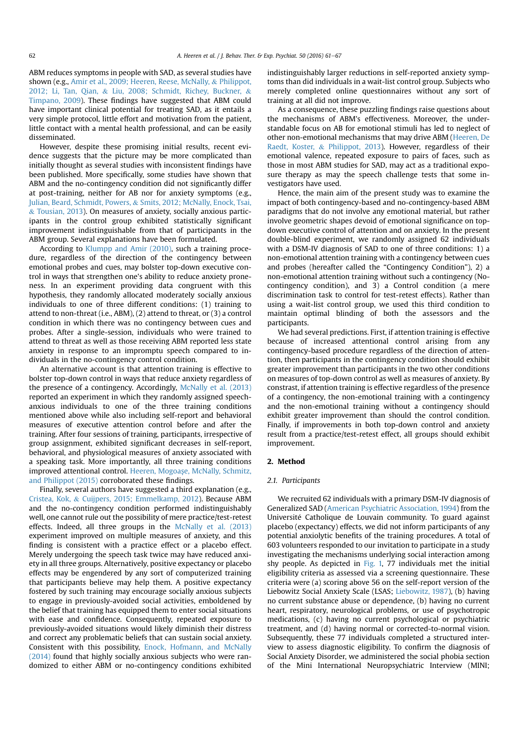ABM reduces symptoms in people with SAD, as several studies have shown (e.g., Amir et al., 2009; Heeren, Reese, McNally, & Philippot, 2012; Li, Tan, Qian, & Liu, 2008; Schmidt, Richey, Buckner, & Timpano, 2009). These findings have suggested that ABM could have important clinical potential for treating SAD, as it entails a very simple protocol, little effort and motivation from the patient, little contact with a mental health professional, and can be easily disseminated.

However, despite these promising initial results, recent evidence suggests that the picture may be more complicated than initially thought as several studies with inconsistent findings have been published. More specifically, some studies have shown that ABM and the no-contingency condition did not significantly differ at post-training, neither for AB nor for anxiety symptoms (e.g., Julian, Beard, Schmidt, Powers, & Smits, 2012; McNally, Enock, Tsai, & Tousian, 2013). On measures of anxiety, socially anxious participants in the control group exhibited statistically significant improvement indistinguishable from that of participants in the ABM group. Several explanations have been formulated.

According to Klumpp and Amir (2010), such a training procedure, regardless of the direction of the contingency between emotional probes and cues, may bolster top-down executive control in ways that strengthen one's ability to reduce anxiety proneness. In an experiment providing data congruent with this hypothesis, they randomly allocated moderately socially anxious individuals to one of three different conditions: (1) training to attend to non-threat (i.e., ABM), (2) attend to threat, or (3) a control condition in which there was no contingency between cues and probes. After a single-session, individuals who were trained to attend to threat as well as those receiving ABM reported less state anxiety in response to an impromptu speech compared to individuals in the no-contingency control condition.

An alternative account is that attention training is effective to bolster top-down control in ways that reduce anxiety regardless of the presence of a contingency. Accordingly, McNally et al. (2013) reported an experiment in which they randomly assigned speech-anxious individuals to one of the three training conditions mentioned above while also including self-report and behavioral measures of executive attention control before and after the training. After four sessions of training, participants, irrespective of group assignment, exhibited significant decreases in self-report, behavioral, and physiological measures of anxiety associated with a speaking task. More importantly, all three training conditions improved attentional control. Heeren, Mogoaşe, McNally, Schmitz, and Philippot (2015) corroborated these findings.

Finally, several authors have suggested a third explanation (e.g., Cristea, Kok, & Cuijpers, 2015; Emmelkamp, 2012). Because ABM and the no-contingency condition performed indistinguishably well, one cannot rule out the possibility of mere practice/test-retest effects. Indeed, all three groups in the McNally et al. (2013) experiment improved on multiple measures of anxiety, and this finding is consistent with a practice effect or a placebo effect. Merely undergoing the speech task twice may have reduced anxiety in all three groups. Alternatively, positive expectancy or placebo effects may be engendered by any sort of computerized training that participants believe may help them. A positive expectancy fostered by such training may encourage socially anxious subjects to engage in previously-avoided social activities, emboldened by the belief that training has equipped them to enter social situations with ease and confidence. Consequently, repeated exposure to previously-avoided situations would likely diminish their distress and correct any problematic beliefs that can sustain social anxiety. Consistent with this possibility, Enock, Hofmann, and McNally (2014) found that highly socially anxious subjects who were randomized to either ABM or no-contingency conditions exhibited indistinguishably larger reductions in self-reported anxiety symptoms than did individuals in a wait-list control group. Subjects who merely completed online questionnaires without any sort of training at all did not improve.

As a consequence, these puzzling findings raise questions about the mechanisms of ABM's effectiveness. Moreover, the understandable focus on AB for emotional stimuli has led to neglect of other non-emotional mechanisms that may drive ABM (Heeren, De Raedt, Koster, & Philippot, 2013). However, regardless of their emotional valence, repeated exposure to pairs of faces, such as those in most ABM studies for SAD, may act as a traditional exposure therapy as may the speech challenge tests that some investigators have used.

Hence, the main aim of the present study was to examine the impact of both contingency-based and no-contingency-based ABM paradigms that do not involve any emotional material, but rather involve geometric shapes devoid of emotional significance on top-down executive control of attention and on anxiety. In the present double-blind experiment, we randomly assigned 62 individuals with a DSM-IV diagnosis of SAD to one of three conditions: 1) a non-emotional attention training with a contingency between cues and probes (hereafter called the "Contingency Condition"), 2) a non-emotional attention training without such a contingency (No-contingency condition), and 3) a Control condition (a mere discrimination task to control for test-retest effects). Rather than using a wait-list control group, we used this third condition to maintain optimal blinding of both the assessors and the participants.

We had several predictions. First, if attention training is effective because of increased attentional control arising from any contingency-based procedure regardless of the direction of attention, then participants in the contingency condition should exhibit greater improvement than participants in the two other conditions on measures of top-down control as well as measures of anxiety. By contrast, if attention training is effective regardless of the presence of a contingency, the non-emotional training with a contingency and the non-emotional training without a contingency should exhibit greater improvement than should the control condition. Finally, if improvements in both top-down control and anxiety result from a practice/test-retest effect, all groups should exhibit improvement.

## 2. Method

### 2.1. Participants

We recruited 62 individuals with a primary DSM-IV diagnosis of Generalized SAD (American Psychiatric Association, 1994) from the Université Catholique de Louvain community. To guard against placebo (expectancy) effects, we did not inform participants of any potential anxiolytic benefits of the training procedures. A total of 603 volunteers responded to our invitation to participate in a study investigating the mechanisms underlying social interaction among shy people. As depicted in Fig. 1, 77 individuals met the initial eligibility criteria as assessed via a screening questionnaire. These criteria were (a) scoring above 56 on the self-report version of the Liebowitz Social Anxiety Scale (LSAS; Liebowitz, 1987), (b) having no current substance abuse or dependence, (b) having no current heart, respiratory, neurological problems, or use of psychotropic medications, (c) having no current psychological or psychiatric treatment, and (d) having normal or corrected-to-normal vision. Subsequently, these 77 individuals completed a structured interview to assess diagnostic eligibility. To confirm the diagnosis of Social Anxiety Disorder, we administered the social phobia section of the Mini International Neuropsychiatric Interview (MINI;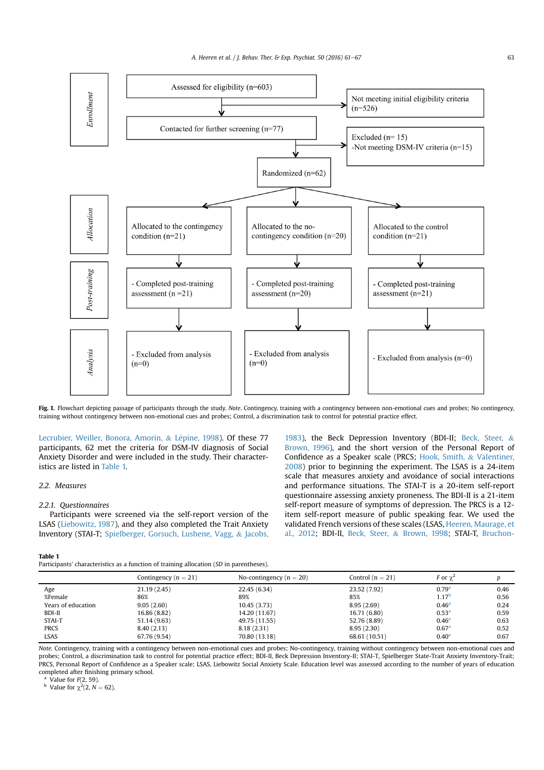Fig. 1. Flowchart depicting passage of participants through the study. *Note.* Contingency, training with a contingency between non-emotional cues and probes; No contingency, training without contingency between non-emotional cues and probes; Control, a discrimination task to control for potential practice effect.

Lecrubier, Weiller, Bonora, Amorin, & Lépine, 1998). Of these 77 participants, 62 met the criteria for DSM-IV diagnosis of Social Anxiety Disorder and were included in the study. Their characteristics are listed in Table 1.

### 2.2. Measures

#### 2.2.1. Questionnaires

Participants were screened via the self-report version of the LSAS (Liebowitz, 1987), and they also completed the Trait Anxiety Inventory (STAI-T; Spielberger, Gorsuch, Lushene, Vagg, & Jacobs, 1983), the Beck Depression Inventory (BDI-II; Beck, Steer, & Brown, 1996), and the short version of the Personal Report of Confidence as a Speaker scale (PRCS; Hook, Smith, & Valentiner, 2008) prior to beginning the experiment. The LSAS is a 24-item scale that measures anxiety and avoidance of social interactions and performance situations. The STAI-T is a 20-item self-report questionnaire assessing anxiety proneness. The BDI-II is a 21-item self-report measure of symptoms of depression. The PRCS is a 12-item self-report measure of public speaking fear. We used the validated French versions of these scales (LSAS, Heeren, Maurage, et al., 2012; BDI-II, Beck, Steer, & Brown, 1998; STAI-T, Bruchon-

**Table 1**
Participants' characteristics as a function of training allocation (*SD* in parentheses).

| | Contingency (n = 21) | No-contingency (n = 20) | Control (n = 21) | *F* or $\chi^2$ | *p* |
|---|---|---|---|---|---|
| Age | 21.19 (2.45) | 22.45 (6.34) | 23.52 (7.92) | 0.79[a] | 0.46 |
| %Female | 86% | 89% | 85% | 1.17[b] | 0.56 |
| Years of education | 9.05 (2.60) | 10.45 (3.73) | 8.95 (2.69) | 0.46[a] | 0.24 |
| BDI-II | 16.86 (8.82) | 14.20 (11.67) | 16.71 (6.80) | 0.53[a] | 0.59 |
| STAI-T | 51.14 (9.63) | 49.75 (11.55) | 52.76 (8.89) | 0.46[a] | 0.63 |
| PRCS | 8.40 (2.13) | 8.18 (2.31) | 8.95 (2.30) | 0.67[a] | 0.52 |
| LSAS | 67.76 (9.54) | 70.80 (13.18) | 68.61 (10.51) | 0.40[a] | 0.67 |

*Note.* Contingency, training with a contingency between non-emotional cues and probes; No-contingency, training without contingency between non-emotional cues and probes; Control, a discrimination task to control for potential practice effect; BDI-II, Beck Depression Inventory-II; STAI-T, Spielberger State-Trait Anxiety Inventory-Trait; PRCS, Personal Report of Confidence as a Speaker scale; LSAS, Liebowitz Social Anxiety Scale. Education level was assessed according to the number of years of education completed after finishing primary school.

[a] Value for $F(2, 59)$.

[b] Value for $\chi^2(2, N = 62)$.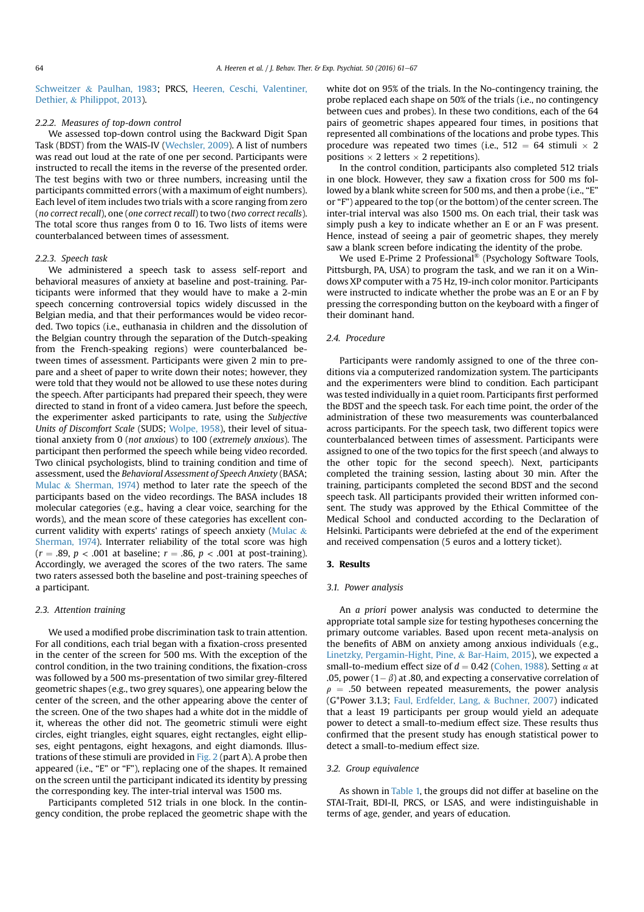Schweitzer & Paulhan, 1983; PRCS, Heeren, Ceschi, Valentiner, Dethier, & Philippot, 2013).

#### 2.2.2. Measures of top-down control

We assessed top-down control using the Backward Digit Span Task (BDST) from the WAIS-IV (Wechsler, 2009). A list of numbers was read out loud at the rate of one per second. Participants were instructed to recall the items in the reverse of the presented order. The test begins with two or three numbers, increasing until the participants committed errors (with a maximum of eight numbers). Each level of item includes two trials with a score ranging from zero (*no correct recall*), one (*one correct recall*) to two (*two correct recalls*). The total score thus ranges from 0 to 16. Two lists of items were counterbalanced between times of assessment.

#### 2.2.3. Speech task

We administered a speech task to assess self-report and behavioral measures of anxiety at baseline and post-training. Participants were informed that they would have to make a 2-min speech concerning controversial topics widely discussed in the Belgian media, and that their performances would be video recorded. Two topics (i.e., euthanasia in children and the dissolution of the Belgian country through the separation of the Dutch-speaking from the French-speaking regions) were counterbalanced between times of assessment. Participants were given 2 min to prepare and a sheet of paper to write down their notes; however, they were told that they would not be allowed to use these notes during the speech. After participants had prepared their speech, they were directed to stand in front of a video camera. Just before the speech, the experimenter asked participants to rate, using the *Subjective Units of Discomfort Scale* (SUDS; Wolpe, 1958), their level of situational anxiety from 0 (*not anxious*) to 100 (*extremely anxious*). The participant then performed the speech while being video recorded. Two clinical psychologists, blind to training condition and time of assessment, used the *Behavioral Assessment of Speech Anxiety* (BASA; Mulac & Sherman, 1974) method to later rate the speech of the participants based on the video recordings. The BASA includes 18 molecular categories (e.g., having a clear voice, searching for the words), and the mean score of these categories has excellent concurrent validity with experts' ratings of speech anxiety (Mulac & Sherman, 1974). Interrater reliability of the total score was high ($r = .89$, $p < .001$ at baseline; $r = .86$, $p < .001$ at post-training). Accordingly, we averaged the scores of the two raters. The same two raters assessed both the baseline and post-training speeches of a participant.

### 2.3. Attention training

We used a modified probe discrimination task to train attention. For all conditions, each trial began with a fixation-cross presented in the center of the screen for 500 ms. With the exception of the control condition, in the two training conditions, the fixation-cross was followed by a 500 ms-presentation of two similar grey-filtered geometric shapes (e.g., two grey squares), one appearing below the center of the screen, and the other appearing above the center of the screen. One of the two shapes had a white dot in the middle of it, whereas the other did not. The geometric stimuli were eight circles, eight triangles, eight squares, eight rectangles, eight ellipses, eight pentagons, eight hexagons, and eight diamonds. Illustrations of these stimuli are provided in Fig. 2 (part A). A probe then appeared (i.e., "E" or "F"), replacing one of the shapes. It remained on the screen until the participant indicated its identity by pressing the corresponding key. The inter-trial interval was 1500 ms.

Participants completed 512 trials in one block. In the contingency condition, the probe replaced the geometric shape with the white dot on 95% of the trials. In the No-contingency training, the probe replaced each shape on 50% of the trials (i.e., no contingency between cues and probes). In these two conditions, each of the 64 pairs of geometric shapes appeared four times, in positions that represented all combinations of the locations and probe types. This procedure was repeated two times (i.e., 512 = 64 stimuli × 2 positions × 2 letters × 2 repetitions).

In the control condition, participants also completed 512 trials in one block. However, they saw a fixation cross for 500 ms followed by a blank white screen for 500 ms, and then a probe (i.e., "E" or "F") appeared to the top (or the bottom) of the center screen. The inter-trial interval was also 1500 ms. On each trial, their task was simply push a key to indicate whether an E or an F was present. Hence, instead of seeing a pair of geometric shapes, they merely saw a blank screen before indicating the identity of the probe.

We used E-Prime 2 Professional® (Psychology Software Tools, Pittsburgh, PA, USA) to program the task, and we ran it on a Windows XP computer with a 75 Hz, 19-inch color monitor. Participants were instructed to indicate whether the probe was an E or an F by pressing the corresponding button on the keyboard with a finger of their dominant hand.

### 2.4. Procedure

Participants were randomly assigned to one of the three conditions via a computerized randomization system. The participants and the experimenters were blind to condition. Each participant was tested individually in a quiet room. Participants first performed the BDST and the speech task. For each time point, the order of the administration of these two measurements was counterbalanced across participants. For the speech task, two different topics were counterbalanced between times of assessment. Participants were assigned to one of the two topics for the first speech (and always to the other topic for the second speech). Next, participants completed the training session, lasting about 30 min. After the training, participants completed the second BDST and the second speech task. All participants provided their written informed consent. The study was approved by the Ethical Committee of the Medical School and conducted according to the Declaration of Helsinki. Participants were debriefed at the end of the experiment and received compensation (5 euros and a lottery ticket).

## 3. Results

### 3.1. Power analysis

An *a priori* power analysis was conducted to determine the appropriate total sample size for testing hypotheses concerning the primary outcome variables. Based upon recent meta-analysis on the benefits of ABM on anxiety among anxious individuals (e.g., Linetzky, Pergamin-Hight, Pine, & Bar-Haim, 2015), we expected a small-to-medium effect size of $d = 0.42$ (Cohen, 1988). Setting $\alpha$ at .05, power $(1 - \beta)$ at .80, and expecting a conservative correlation of $\rho = .50$ between repeated measurements, the power analysis (G*Power 3.1.3; Faul, Erdfelder, Lang, & Buchner, 2007) indicated that a least 19 participants per group would yield an adequate power to detect a small-to-medium effect size. These results thus confirmed that the present study has enough statistical power to detect a small-to-medium effect size.

### 3.2. Group equivalence

As shown in Table 1, the groups did not differ at baseline on the STAI-Trait, BDI-II, PRCS, or LSAS, and were indistinguishable in terms of age, gender, and years of education.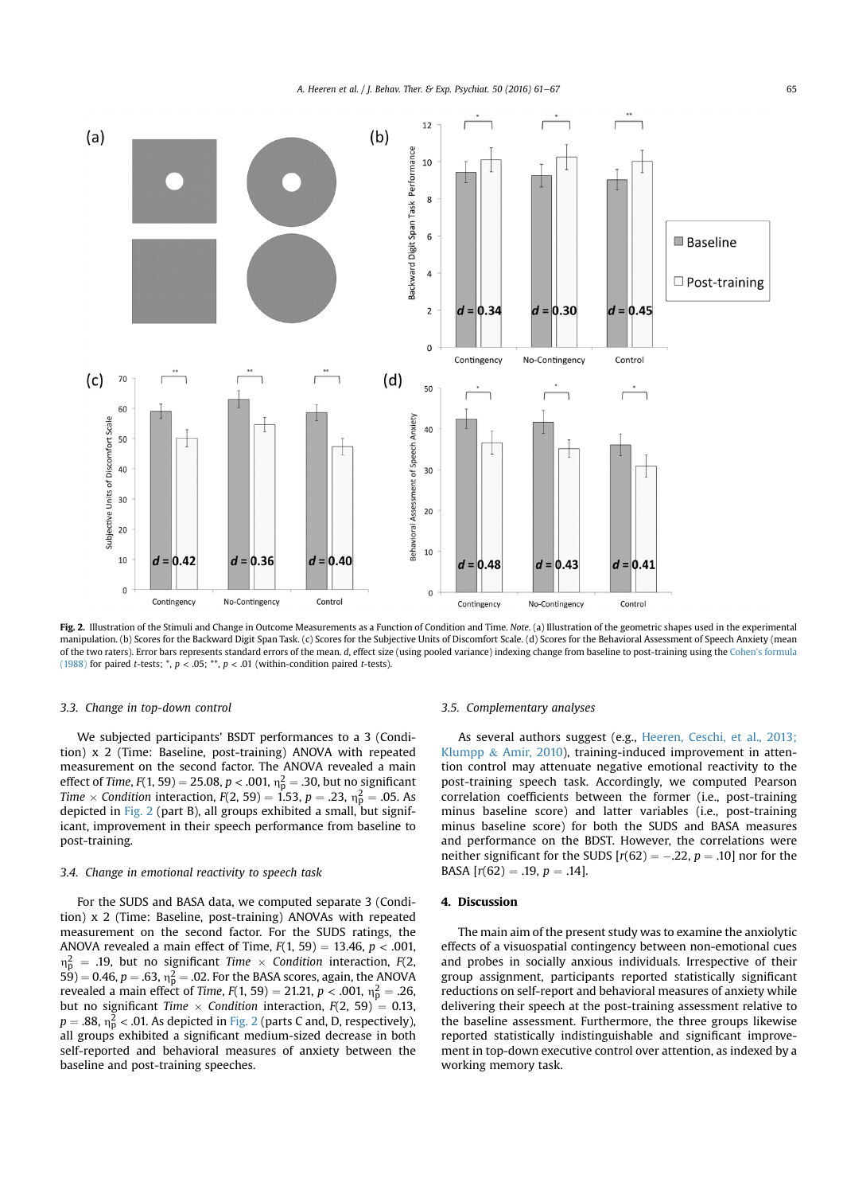**Fig. 2.** Illustration of the Stimuli and Change in Outcome Measurements as a Function of Condition and Time. *Note.* (a) Illustration of the geometric shapes used in the experimental manipulation. (b) Scores for the Backward Digit Span Task. (c) Scores for the Subjective Units of Discomfort Scale. (d) Scores for the Behavioral Assessment of Speech Anxiety (mean of the two raters). Error bars represents standard errors of the mean. *d*, effect size (using pooled variance) indexing change from baseline to post-training using the Cohen's formula (1988) for paired *t*-tests; *, $p < .05$; **, $p < .01$ (within-condition paired *t*-tests).

### 3.3. Change in top-down control

We subjected participants' BSDT performances to a 3 (Condition) x 2 (Time: Baseline, post-training) ANOVA with repeated measurement on the second factor. The ANOVA revealed a main effect of *Time*, $F(1, 59) = 25.08$, $p < .001$, $\eta_p^2 = .30$, but no significant *Time* × *Condition* interaction, $F(2, 59) = 1.53$, $p = .23$, $\eta_p^2 = .05$. As depicted in Fig. 2 (part B), all groups exhibited a small, but significant, improvement in their speech performance from baseline to post-training.

### 3.4. Change in emotional reactivity to speech task

For the SUDS and BASA data, we computed separate 3 (Condition) x 2 (Time: Baseline, post-training) ANOVAs with repeated measurement on the second factor. For the SUDS ratings, the ANOVA revealed a main effect of Time, $F(1, 59) = 13.46$, $p < .001$, $\eta_p^2 = .19$, but no significant *Time* × *Condition* interaction, $F(2, 59) = 0.46$, $p = .63$, $\eta_p^2 = .02$. For the BASA scores, again, the ANOVA revealed a main effect of *Time*, $F(1, 59) = 21.21$, $p < .001$, $\eta_p^2 = .26$, but no significant *Time* × *Condition* interaction, $F(2, 59) = 0.13$, $p = .88$, $\eta_p^2 < .01$. As depicted in Fig. 2 (parts C and, D, respectively), all groups exhibited a significant medium-sized decrease in both self-reported and behavioral measures of anxiety between the baseline and post-training speeches.

### 3.5. Complementary analyses

As several authors suggest (e.g., Heeren, Ceschi, et al., 2013; Klumpp & Amir, 2010), training-induced improvement in attention control may attenuate negative emotional reactivity to the post-training speech task. Accordingly, we computed Pearson correlation coefficients between the former (i.e., post-training minus baseline score) and latter variables (i.e., post-training minus baseline score) for both the SUDS and BASA measures and performance on the BDST. However, the correlations were neither significant for the SUDS [$r(62) = -.22$, $p = .10$] nor for the BASA [$r(62) = .19$, $p = .14$].

## 4. Discussion

The main aim of the present study was to examine the anxiolytic effects of a visuospatial contingency between non-emotional cues and probes in socially anxious individuals. Irrespective of their group assignment, participants reported statistically significant reductions on self-report and behavioral measures of anxiety while delivering their speech at the post-training assessment relative to the baseline assessment. Furthermore, the three groups likewise reported statistically indistinguishable and significant improvement in top-down executive control over attention, as indexed by a working memory task.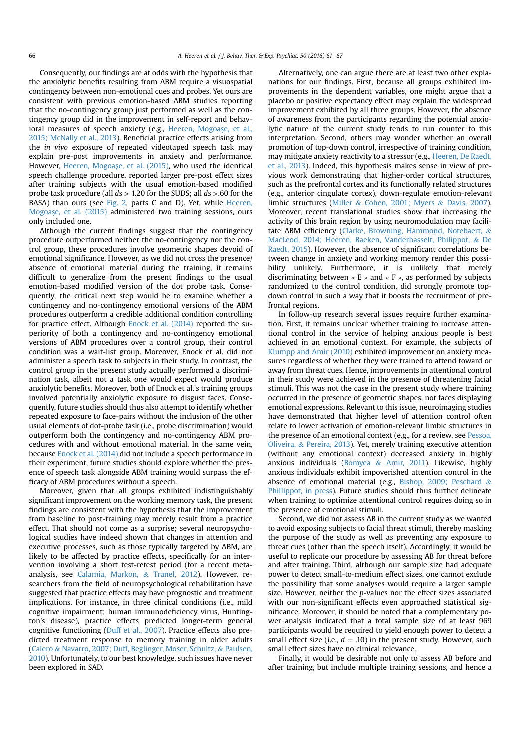Consequently, our findings are at odds with the hypothesis that the anxiolytic benefits resulting from ABM require a visuospatial contingency between non-emotional cues and probes. Yet ours are consistent with previous emotion-based ABM studies reporting that the no-contingency group just performed as well as the contingency group did in the improvement in self-report and behavioral measures of speech anxiety (e.g., Heeren, Mogoaşe, et al., 2015; McNally et al., 2013). Beneficial practice effects arising from the *in vivo* exposure of repeated videotaped speech task may explain pre-post improvements in anxiety and performance. However, Heeren, Mogoaşe, et al. (2015), who used the identical speech challenge procedure, reported larger pre-post effect sizes after training subjects with the usual emotion-based modified probe task procedure (all $ds > 1.20$ for the SUDS; all $ds > .60$ for the BASA) than ours (see Fig. 2, parts C and D). Yet, while Heeren, Mogoaşe, et al. (2015) administered two training sessions, ours only included one.

Although the current findings suggest that the contingency procedure outperformed neither the no-contingency nor the control group, these procedures involve geometric shapes devoid of emotional significance. However, as we did not cross the presence/absence of emotional material during the training, it remains difficult to generalize from the present findings to the usual emotion-based modified version of the dot probe task. Consequently, the critical next step would be to examine whether a contingency and no-contingency emotional versions of the ABM procedures outperform a credible additional condition controlling for practice effect. Although Enock et al. (2014) reported the superiority of both a contingency and no-contingency emotional versions of ABM procedures over a control group, their control condition was a wait-list group. Moreover, Enock et al. did not administer a speech task to subjects in their study. In contrast, the control group in the present study actually performed a discrimination task, albeit not a task one would expect would produce anxiolytic benefits. Moreover, both of Enock et al.'s training groups involved potentially anxiolytic exposure to disgust faces. Consequently, future studies should thus also attempt to identify whether repeated exposure to face-pairs without the inclusion of the other usual elements of dot-probe task (i.e., probe discrimination) would outperform both the contingency and no-contingency ABM procedures with and without emotional material. In the same vein, because Enock et al. (2014) did not include a speech performance in their experiment, future studies should explore whether the presence of speech task alongside ABM training would surpass the efficacy of ABM procedures without a speech.

Moreover, given that all groups exhibited indistinguishably significant improvement on the working memory task, the present findings are consistent with the hypothesis that the improvement from baseline to post-training may merely result from a practice effect. That should not come as a surprise; several neuropsychological studies have indeed shown that changes in attention and executive processes, such as those typically targeted by ABM, are likely to be affected by practice effects, specifically for an intervention involving a short test-retest period (for a recent meta-analysis, see Calamia, Markon, & Tranel, 2012). However, researchers from the field of neuropsychological rehabilitation have suggested that practice effects may have prognostic and treatment implications. For instance, in three clinical conditions (i.e., mild cognitive impairment; human immunodeficiency virus, Huntington's disease), practice effects predicted longer-term general cognitive functioning (Duff et al., 2007). Practice effects also predicted treatment response to memory training in older adults (Calero & Navarro, 2007; Duff, Beglinger, Moser, Schultz, & Paulsen, 2010). Unfortunately, to our best knowledge, such issues have never been explored in SAD.

Alternatively, one can argue there are at least two other explanations for our findings. First, because all groups exhibited improvements in the dependent variables, one might argue that a placebo or positive expectancy effect may explain the widespread improvement exhibited by all three groups. However, the absence of awareness from the participants regarding the potential anxiolytic nature of the current study tends to run counter to this interpretation. Second, others may wonder whether an overall promotion of top-down control, irrespective of training condition, may mitigate anxiety reactivity to a stressor (e.g., Heeren, De Raedt, et al., 2013). Indeed, this hypothesis makes sense in view of previous work demonstrating that higher-order cortical structures, such as the prefrontal cortex and its functionally related structures (e.g., anterior cingulate cortex), down-regulate emotion-relevant limbic structures (Miller & Cohen, 2001; Myers & Davis, 2007). Moreover, recent translational studies show that increasing the activity of this brain region by using neuromodulation may facilitate ABM efficiency (Clarke, Browning, Hammond, Notebaert, & MacLeod, 2014; Heeren, Baeken, Vanderhasselt, Philippot, & De Raedt, 2015). However, the absence of significant correlations between change in anxiety and working memory render this possibility unlikely. Furthermore, it is unlikely that merely discriminating between « E » and « F », as performed by subjects randomized to the control condition, did strongly promote top-down control in such a way that it boosts the recruitment of prefrontal regions.

In follow-up research several issues require further examination. First, it remains unclear whether training to increase attentional control in the service of helping anxious people is best achieved in an emotional context. For example, the subjects of Klumpp and Amir (2010) exhibited improvement on anxiety measures regardless of whether they were trained to attend toward or away from threat cues. Hence, improvements in attentional control in their study were achieved in the presence of threatening facial stimuli. This was not the case in the present study where training occurred in the presence of geometric shapes, not faces displaying emotional expressions. Relevant to this issue, neuroimaging studies have demonstrated that higher level of attention control often relate to lower activation of emotion-relevant limbic structures in the presence of an emotional context (e.g., for a review, see Pessoa, Oliveira, & Pereira, 2013). Yet, merely training executive attention (without any emotional context) decreased anxiety in highly anxious individuals (Bomyea & Amir, 2011). Likewise, highly anxious individuals exhibit impoverished attention control in the absence of emotional material (e.g., Bishop, 2009; Peschard & Philippot, in press). Future studies should thus further delineate when training to optimize attentional control requires doing so in the presence of emotional stimuli.

Second, we did not assess AB in the current study as we wanted to avoid exposing subjects to facial threat stimuli, thereby masking the purpose of the study as well as preventing any exposure to threat cues (other than the speech itself). Accordingly, it would be useful to replicate our procedure by assessing AB for threat before and after training. Third, although our sample size had adequate power to detect small-to-medium effect sizes, one cannot exclude the possibility that some analyses would require a larger sample size. However, neither the *p*-values nor the effect sizes associated with our non-significant effects even approached statistical significance. Moreover, it should be noted that a complementary power analysis indicated that a total sample size of at least 969 participants would be required to yield enough power to detect a small effect size (i.e., $d = .10$) in the present study. However, such small effect sizes have no clinical relevance.

Finally, it would be desirable not only to assess AB before and after training, but include multiple training sessions, and hence a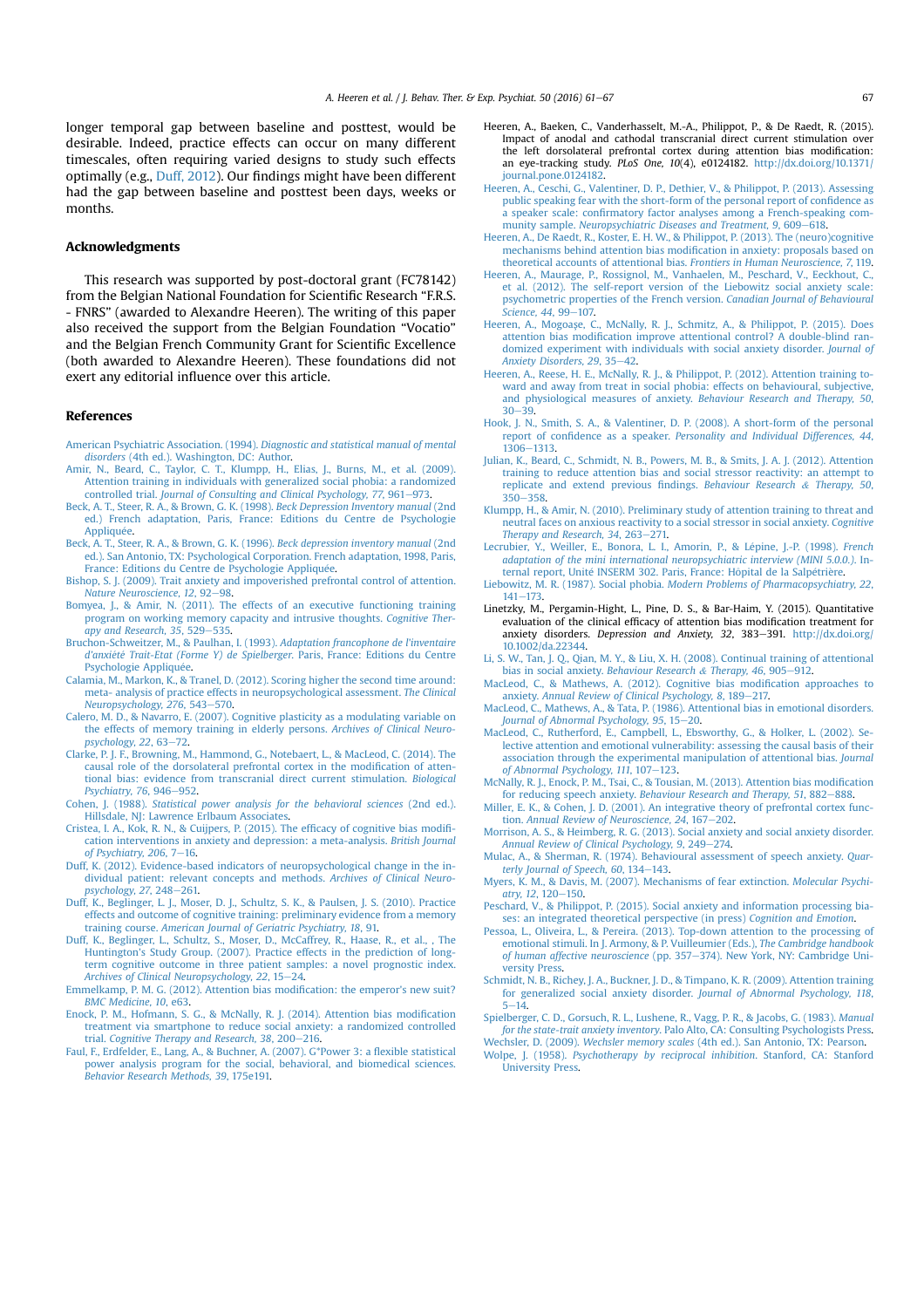longer temporal gap between baseline and posttest, would be desirable. Indeed, practice effects can occur on many different timescales, often requiring varied designs to study such effects optimally (e.g., Duff, 2012). Our findings might have been different had the gap between baseline and posttest been days, weeks or months.

## Acknowledgments

This research was supported by post-doctoral grant (FC78142) from the Belgian National Foundation for Scientific Research "F.R.S. - FNRS" (awarded to Alexandre Heeren). The writing of this paper also received the support from the Belgian Foundation "Vocatio" and the Belgian French Community Grant for Scientific Excellence (both awarded to Alexandre Heeren). These foundations did not exert any editorial influence over this article.

## References

American Psychiatric Association. (1994). *Diagnostic and statistical manual of mental disorders* (4th ed.). Washington, DC: Author.

Amir, N., Beard, C., Taylor, C. T., Klumpp, H., Elias, J., Burns, M., et al. (2009). Attention training in individuals with generalized social phobia: a randomized controlled trial. *Journal of Consulting and Clinical Psychology, 77*, 961–973.

Beck, A. T., Steer, R. A., & Brown, G. K. (1998). *Beck Depression Inventory manual* (2nd ed.) French adaptation, Paris, France: Editions du Centre de Psychologie Appliquée.

Beck, A. T., Steer, R. A., & Brown, G. K. (1996). *Beck depression inventory manual* (2nd ed.). San Antonio, TX: Psychological Corporation. French adaptation, 1998, Paris, France: Editions du Centre de Psychologie Appliquée.

Bishop, S. J. (2009). Trait anxiety and impoverished prefrontal control of attention. *Nature Neuroscience, 12*, 92–98.

Bomyea, J., & Amir, N. (2011). The effects of an executive functioning training program on working memory capacity and intrusive thoughts. *Cognitive Therapy and Research, 35*, 529–535.

Bruchon-Schweitzer, M., & Paulhan, I. (1993). *Adaptation francophone de l'inventaire d'anxiété Trait-Etat (Forme Y) de Spielberger*. Paris, France: Editions du Centre Psychologie Appliquée.

Calamia, M., Markon, K., & Tranel, D. (2012). Scoring higher the second time around: meta- analysis of practice effects in neuropsychological assessment. *The Clinical Neuropsychology, 276*, 543–570.

Calero, M. D., & Navarro, E. (2007). Cognitive plasticity as a modulating variable on the effects of memory training in elderly persons. *Archives of Clinical Neuropsychology, 22*, 63–72.

Clarke, P. J. F., Browning, M., Hammond, G., Notebaert, L., & MacLeod, C. (2014). The causal role of the dorsolateral prefrontal cortex in the modification of attentional bias: evidence from transcranial direct current stimulation. *Biological Psychiatry, 76*, 946–952.

Cohen, J. (1988). *Statistical power analysis for the behavioral sciences* (2nd ed.). Hillsdale, NJ: Lawrence Erlbaum Associates.

Cristea, I. A., Kok, R. N., & Cuijpers, P. (2015). The efficacy of cognitive bias modification interventions in anxiety and depression: a meta-analysis. *British Journal of Psychiatry, 206*, 7–16.

Duff, K. (2012). Evidence-based indicators of neuropsychological change in the individual patient: relevant concepts and methods. *Archives of Clinical Neuropsychology, 27*, 248–261.

Duff, K., Beglinger, L. J., Moser, D. J., Schultz, S. K., & Paulsen, J. S. (2010). Practice effects and outcome of cognitive training: preliminary evidence from a memory training course. *American Journal of Geriatric Psychiatry, 18*, 91.

Duff, K., Beglinger, L., Schultz, S., Moser, D., McCaffrey, R., Haase, R., et al., , The Huntington's Study Group. (2007). Practice effects in the prediction of long-term cognitive outcome in three patient samples: a novel prognostic index. *Archives of Clinical Neuropsychology, 22*, 15–24.

Emmelkamp, P. M. G. (2012). Attention bias modification: the emperor's new suit? *BMC Medicine, 10*, e63.

Enock, P. M., Hofmann, S. G., & McNally, R. J. (2014). Attention bias modification treatment via smartphone to reduce social anxiety: a randomized controlled trial. *Cognitive Therapy and Research, 38*, 200–216.

Faul, F., Erdfelder, E., Lang, A., & Buchner, A. (2007). G*Power 3: a flexible statistical power analysis program for the social, behavioral, and biomedical sciences. *Behavior Research Methods, 39*, 175e191.

Heeren, A., Baeken, C., Vanderhasselt, M.-A., Philippot, P., & De Raedt, R. (2015). Impact of anodal and cathodal transcranial direct current stimulation over the left dorsolateral prefrontal cortex during attention bias modification: an eye-tracking study. *PLoS One, 10*(4), e0124182. http://dx.doi.org/10.1371/journal.pone.0124182.

Heeren, A., Ceschi, G., Valentiner, D. P., Dethier, V., & Philippot, P. (2013). Assessing public speaking fear with the short-form of the personal report of confidence as a speaker scale: confirmatory factor analyses among a French-speaking community sample. *Neuropsychiatric Diseases and Treatment, 9*, 609–618.

Heeren, A., De Raedt, R., Koster, E. H. W., & Philippot, P. (2013). The (neuro)cognitive mechanisms behind attention bias modification in anxiety: proposals based on theoretical accounts of attentional bias. *Frontiers in Human Neuroscience, 7*, 119.

Heeren, A., Maurage, P., Rossignol, M., Vanhaelen, M., Peschard, V., Eeckhout, C., et al. (2012). The self-report version of the Liebowitz social anxiety scale: psychometric properties of the French version. *Canadian Journal of Behavioural Science, 44*, 99–107.

Heeren, A., Mogoașe, C., McNally, R. J., Schmitz, A., & Philippot, P. (2015). Does attention bias modification improve attentional control? A double-blind randomized experiment with individuals with social anxiety disorder. *Journal of Anxiety Disorders, 29*, 35–42.

Heeren, A., Reese, H. E., McNally, R. J., & Philippot, P. (2012). Attention training toward and away from treat in social phobia: effects on behavioural, subjective, and physiological measures of anxiety. *Behaviour Research and Therapy, 50*, 30–39.

Hook, J. N., Smith, S. A., & Valentiner, D. P. (2008). A short-form of the personal report of confidence as a speaker. *Personality and Individual Differences, 44*, 1306–1313.

Julian, K., Beard, C., Schmidt, N. B., Powers, M. B., & Smits, J. A. J. (2012). Attention training to reduce attention bias and social stressor reactivity: an attempt to replicate and extend previous findings. *Behaviour Research & Therapy, 50*, 350–358.

Klumpp, H., & Amir, N. (2010). Preliminary study of attention training to threat and neutral faces on anxious reactivity to a social stressor in social anxiety. *Cognitive Therapy and Research, 34*, 263–271.

Lecrubier, Y., Weiller, E., Bonora, L. I., Amorin, P., & Lépine, J.-P. (1998). *French adaptation of the mini international neuropsychiatric interview (MINI 5.0.0.)*. Internal report, Unité INSERM 302. Paris, France: Hôpital de la Salpétrière.

Liebowitz, M. R. (1987). Social phobia. *Modern Problems of Pharmacopsychiatry, 22*, 141–173.

Linetzky, M., Pergamin-Hight, L., Pine, D. S., & Bar-Haim, Y. (2015). Quantitative evaluation of the clinical efficacy of attention bias modification treatment for anxiety disorders. *Depression and Anxiety, 32*, 383–391. http://dx.doi.org/10.1002/da.22344.

Li, S. W., Tan, J. Q., Qian, M. Y., & Liu, X. H. (2008). Continual training of attentional bias in social anxiety. *Behaviour Research & Therapy, 46*, 905–912.

MacLeod, C., & Mathews, A. (2012). Cognitive bias modification approaches to anxiety. *Annual Review of Clinical Psychology, 8*, 189–217.

MacLeod, C., Mathews, A., & Tata, P. (1986). Attentional bias in emotional disorders. *Journal of Abnormal Psychology, 95*, 15–20.

MacLeod, C., Rutherford, E., Campbell, L., Ebsworthy, G., & Holker, L. (2002). Selective attention and emotional vulnerability: assessing the causal basis of their association through the experimental manipulation of attentional bias. *Journal of Abnormal Psychology, 111*, 107–123.

McNally, R. J., Enock, P. M., Tsai, C., & Tousian, M. (2013). Attention bias modification for reducing speech anxiety. *Behaviour Research and Therapy, 51*, 882–888.

Miller, E. K., & Cohen, J. D. (2001). An integrative theory of prefrontal cortex function. *Annual Review of Neuroscience, 24*, 167–202.

Morrison, A. S., & Heimberg, R. G. (2013). Social anxiety and social anxiety disorder. *Annual Review of Clinical Psychology, 9*, 249–274.

Mulac, A., & Sherman, R. (1974). Behavioural assessment of speech anxiety. *Quarterly Journal of Speech, 60*, 134–143.

Myers, K. M., & Davis, M. (2007). Mechanisms of fear extinction. *Molecular Psychiatry, 12*, 120–150.

Peschard, V., & Philippot, P. (2015). Social anxiety and information processing biases: an integrated theoretical perspective (in press) *Cognition and Emotion*.

Pessoa, L., Oliveira, L., & Pereira. (2013). Top-down attention to the processing of emotional stimuli. In J. Armony, & P. Vuilleumier (Eds.), *The Cambridge handbook of human affective neuroscience* (pp. 357–374). New York, NY: Cambridge University Press.

Schmidt, N. B., Richey, J. A., Buckner, J. D., & Timpano, K. R. (2009). Attention training for generalized social anxiety disorder. *Journal of Abnormal Psychology, 118*, 5–14.

Spielberger, C. D., Gorsuch, R. L., Lushene, R., Vagg, P. R., & Jacobs, G. (1983). *Manual for the state-trait anxiety inventory*. Palo Alto, CA: Consulting Psychologists Press.

Wechsler, D. (2009). *Wechsler memory scales* (4th ed.). San Antonio, TX: Pearson.

Wolpe, J. (1958). *Psychotherapy by reciprocal inhibition*. Stanford, CA: Stanford University Press.